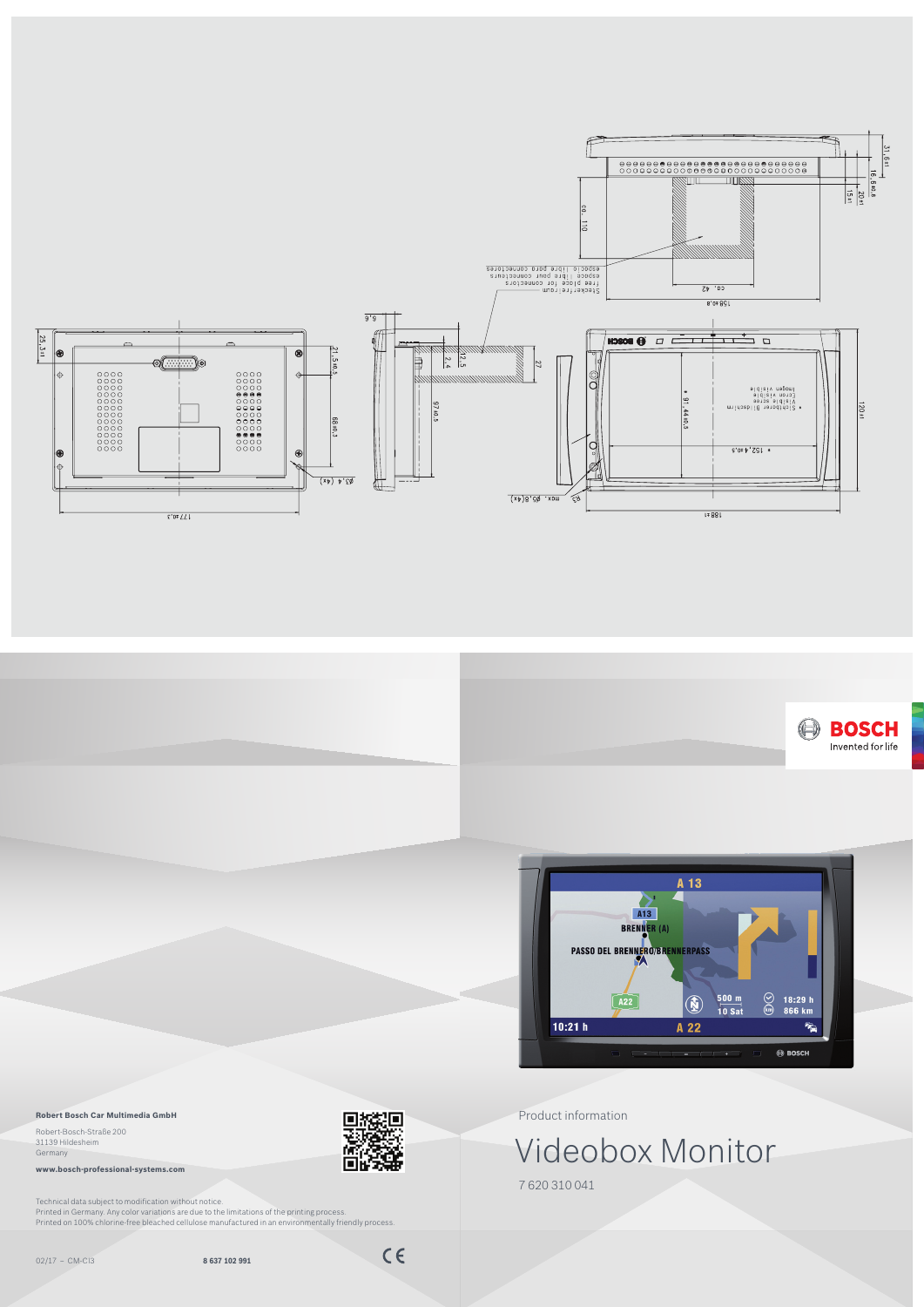Robert Bosch Car Multimedia GmbH

Robert-Bosch-Straße 200
31139 Hildesheim
Germany

**www.bosch-professional-systems.com**

Technical data subject to modification without notice.
Printed in Germany. Any color variations are due to the limitations of the printing process.
Printed on 100% chlorine-free bleached cellulose manufactured in an environmentally friendly process.

02/17 – CM-CI3

**8 637 102 991**

BOSCH
Invented for life

Product information

# Videobox Monitor

7 620 310 041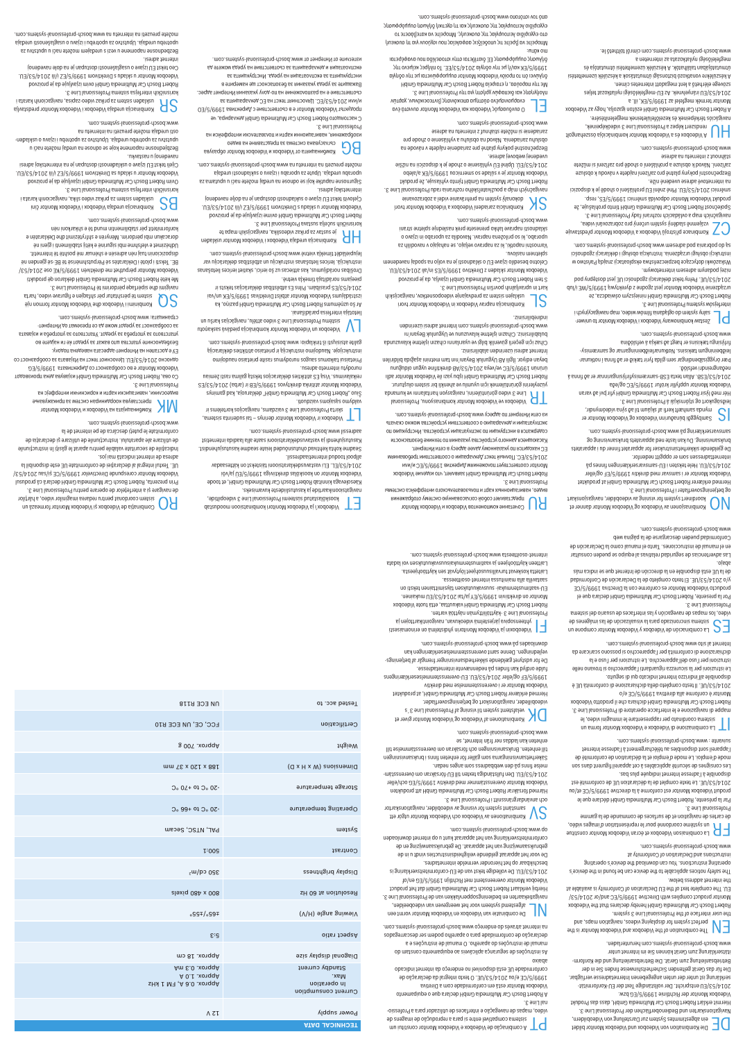## DE

Die Kombination von Videobox und Videobox Monitor bildet ein abgestimmtes System zur Darstellung von Videobildern, Navigationskarten und Bedienoberflächen der Professional Line 3.

Hiermit erklärt Robert Bosch Car Multimedia GmbH, dass das Produkt Videobox Monitor der Richtlinie 1999/5/EG bzw. 2014/53/EU entspricht. Der vollständige Text der EU-Konformitätserklärung ist unter der folgenden Internetadresse verfügbar.

Die für das Gerät geltenden Sicherheitshinweise finden Sie in der Betriebsanleitung zum Gerät. Die Betriebsanleitung und die Konformitätserklärung zum Gerät können Sie im Internet unter www.bosch-professional-systems.com herunterladen.

## EN

The combination of the Videobox and Videobox Monitor is the perfect system for displaying videos, navigation maps, and the user interface of the Professional Line 3 system.

Robert Bosch Car Multimedia GmbH hereby declares that the Videobox Monitor product complies with Directive 1999/5/EC and/or 2014/53/EU. The complete text of the EU Declaration of Conformity is available at the internet address below.

The safety notices applicable to the device can be found in the device's operating instructions. You can download the device's operating instructions and Declaration of Conformity at www.bosch-professional-systems.com.

## FR

La combinaison Videobox et écran Videobox Monitor constitue un système coordonné pour la représentation d'images vidéo, de cartes de navigation et de surfaces de commande de la gamme Professional Line 3.

Par la présente, Robert Bosch Car Multimedia GmbH déclare que le produit Videobox Monitor est conforme à la directive 1999/5/CE et/ou 2014/53/UE. Le texte complet de la déclaration UE de conformité est disponible à l'adresse Internet indiquée plus bas.

Les consignes de sécurité applicables à l'appareil figurent dans son mode d'emploi. Le mode d'emploi et la déclaration de conformité de l'appareil sont disponibles au téléchargement à l'adresse Internet suivante : www.bosch-professional-systems.com.

## IT

La combinazione di Videobox e Videobox Monitor forma un sistema coordinato per rappresentare le immagini video, le mappe di navigazione e le interfacce operative di Professional Line 3.

Robert Bosch Car Multimedia GmbH dichiara che il prodotto Videobox Monitor è conforme alla direttiva 1999/5/CE e/o 2014/53/UE. Il testo completo della dichiarazione di conformità UE è disponibile all'indirizzo Internet indicato qui di seguito.

Le istruzioni per la sicurezza rilevanti per l'apparecchio si trovano nelle istruzioni per l'uso dell'apparecchio. Le istruzioni per l'uso e la dichiarazione di conformità per l'apparecchio si possono scaricare da Internet al sito www.bosch-professional-systems.com.

## ES

La combinación de Videobox y Videobox Monitor compone un sistema sincronizado para la visualización de las imágenes de vídeo, los mapas de navegación y las interfaces de usuario del sistema Professional Line 3.

Por la presente, Robert Bosch Car Multimedia GmbH declara que el producto Videobox Monitor es conforme con la Directiva 1999/5/CE y/o 2014/53/UE. El texto completo de la Declaración de Conformidad de la UE está disponible en la dirección de Internet que se indica más abajo.

Las advertencias de seguridad relativas al equipo se pueden consultar en el manual de instrucciones. Tanto el manual como la Declaración de Conformidad pueden descargarse de la página web www.bosch-professional-systems.com.

## NO

Kombinasjonen av Videobox og Videobox Monitor danner et godt koordinert system for visning av videobilder, navigasjonskart og betjeningsoverflater i Professional Line 3.

Herved erklærer Robert Bosch Car Multimedia GmbH at produktet Videobox Monitor er i samsvar med direktiv 1999/5/EF og/eller 2014/53/EU. Hele teksten i EU-samsvarserklæringen finnes på internettadressen som er oppgitt nedenfor.

De gjeldende sikkerhetsinstrukser for apparatet finner du i apparatets bruksanvisning. Du kan laste ned apparatets bruksanvisning og samsvarserklæring på www.bosch-professional-systems.com.

## IS

Sambyggði búnaðurinn Videobox og Videobox Monitor er myndar samhæft kerfi af skjám til að sýna vídeómyndir, leiðsögukort og stjórnskjá á Professional Line 3.

Hér með lýsir Robert Bosch Car Multimedia GmbH yfir því að varan Videobox Monitor uppfyllir kröfur 1999/5/EB og/eða 2014/53/ESB. Allan texta ESB-samræmisyfirlýsingarinnar er að finna á netfanginu hér fyrir neðan.

Þær öryggisábendingar sem gilda fyrir tækið er að finna í notkunarleiðbeiningum tækisins. Notkunarleiðbeiningarnar og samræmisyfirlýsingu tækisins er hægt að sækja á vefsíðuna www.bosch-professional-systems.com.

## PL

Zestaw kombinowany Videobox i Videobox Monitor to umiejętnie dopasowany system do prezentacji obrazów wideo, map nawigacyjnych i interfejsów systemu Professional Line 3.

Robert Bosch Car Multimedia GmbH niniejszym oświadcza, że urządzenie Videobox Monitor jest zgodne z dyrektywą 1999/5/WE i/lub 2014/53/UE. Pełny tekst deklaracji zgodności UE jest dostępny pod podanym poniżej adresem internetowym.

Wskazówki dotyczące bezpieczeństwa obsługi urządzenia znajdują się w instrukcji obsługi urządzenia. Instrukcja obsługi i deklaracja zgodności są do pobrania pod adresem www.bosch-professional-systems.com.

## CZ

Kombinace přístroje Videobox a Videobox Monitor představuje vzájemně sladěný systém určený pro zobrazování videí, navigačních map a ovládacích rozhraní řady Professional Line 3.

Společnost Robert Bosch Car Multimedia GmbH tímto prohlašuje, že produkt Videobox Monitor odpovídá směrnici 1999/5/ES, resp. směrnici 2014/53/EU. Plné znění EU prohlášení o shodě je k dispozici na internetové adrese uvedené níže.

Bezpečnostní pokyny platné pro zařízení najdete v návodu k obsluze zařízení. Návod k obsluze a prohlášení o shodě pro zařízení si můžete stáhnout z internetu na adrese www.bosch-professional-systems.com.

## HU

A Videobox és a Videobox Monitor kombinációja összehangolt rendszert képez a Professional Line 3 videoképeinek, navigációs térképeinek és kezelőfelületeinek megjelenítésére.

A Robert Bosch Car Multimedia GmbH ezúton igazolja, hogy az Videobox Monitor termék megfelel az 1999/5/EK, ill. 2014/53/EU irányelvnek. Az EU-megfelelőségi nyilatkozat teljes szövege elérhető a lent megadott internetes címen.

A készülékre vonatkozó biztonsági útmutatásokat a készülék üzemeltetési útmutatójában találhatók. A készülék üzemeltetési útmutatója és megfelelőségi nyilatkozata az interneten a www.bosch-professional-systems.com címről tölthető le.

## PT

A combinação de Videobox e Videobox Monitor constitui um sistema coordenado entre si para a reprodução de imagens de vídeo, mapas de navegação e interfaces de utilizador para a Professional Line 3.

Pelo presente, a Robert Bosch Car Multimedia GmbH declara que o equipamento Videobox Monitor está em conformidade com a Diretiva 1999/5/CE e/ou 2014/53/UE. O texto integral da declaração de conformidade UE está disponível no endereço da internet indicado abaixo.

As instruções de segurança aplicáveis ao equipamento constam do manual de instruções do aparelho. O manual de instruções e a declaração de conformidade para o aparelho podem ser descarregados na internet através do endereço www.bosch-professional-systems.com.

## NL

De combinatie van Videobox en Videobox Monitor vormt een afgestemd systeem voor het weergeven van videobeelden, navigatiekaarten en bedieningsoppervlakken van de Professional Line 3.

Hierbij verklaart Robert Bosch Car Multimedia GmbH dat het product Videobox Monitor voldoet aan richtlijn 1999/5/EG en/of 2014/53/EU. De volledige tekst van de EU-conformiteitsverklaring is beschikbaar op het onderstaande internetadres.

De voor het apparaat geldende veiligheidsinstructies vindt u in de gebruiksaanwijzing van het apparaat. De gebruiksaanwijzing en de conformiteitsverklaring van het apparaat kunt u via internet downloaden op www.bosch-professional-systems.com.

## SV

Kombinationen av Videobox och Videobox Monitor utgör ett samstämt system för visning av videobilder, navigationskartor och användargränssnitt i Professional Line 3.

Härmed försäkrar Robert Bosch Car Multimedia GmbH att produkten Videobox Monitor överensstämmer med direktiv 1999/5/EG och/eller 2014/53/EU. Den fullständiga texten till EU-försäkran om överensstämmelse finns på den webbadress som anges nedan.

Säkerhetsanvisningar som gäller för enheten finns i bruksanvisningen till enheten. Bruksanvisningen och försäkran om överensstämmelse till enheten kan laddas ner från Internet, se www.bosch-professional-systems.com.

## DK

Kombinationen af Videobox og Videobox Monitor giver et velafstemt system til visning af videobilleder, navigationskort og betjeningsoverflader til Professional Line 3.

Hermed erklærer Robert Bosch Car Multimedia GmbH, at produktet Videobox Monitor er i overensstemmelse med direktiv 1999/5/EF og/eller 2014/53/EU. EU-overensstemmelseserklæringens fulde ordlyd kan findes på nedenstående internetadresse.

De for udstyret gældende sikkerhedsanvisninger fremgår af betjeningsvejledningen. Denne samt overensstemmelseserklæringen kan downloades på www.bosch-professional-systems.com.

## FI

Videobox ja Videobox Monitor yhdistelmä on erinomaisesti yhteensopiva järjestelmä videokuvan, navigointikarttojen ja Professional Line 3 -käyttöliittymän näyttöä varten.

Robert Bosch Car Multimedia GmbH vakuuttaa, että tuote Videobox Monitor on direktiivin 1999/5/EY ja/tai 2014/53/EU mukainen. EU-vaatimustenmukaisuusvakuutuksen kokonaisuudessaan teksti on saatavilla alla mainitussa internet-osoitteessa.

Laitetta koskevat turvallisuusohjeet löytyvät sen käyttöohjeesta. Laitteen käyttöohjeen ja vaatimustenmukaisuusvakuutuksen voi ladata internet-osoitteesta www.bosch-professional-systems.com.

## RU

Сочетание компонентов Videobox и Videobox Monitor представляет собой согласованную систему отображения видео, навигационных карт и пользовательских интерфейсов системы Professional Line 3.

Robert Bosch Car Multimedia GmbH заявляет, что изделие Videobox Monitor соответствует Директиве 1999/5/EG или 2014/53/ЕС. Полный текст Декларации о соответствии ЕС можно найти по указанному ниже адресу в сети Интернет.

Касающиеся данного устройства указания по технике безопасности содержатся в инструкции по эксплуатации. Инструкцию по эксплуатации и декларацию о соответствии устройства можно скачать из сети Интернет по адресу www.bosch-professional-systems.com.

## TR

Videobox ve Videobox Monitor kombinasyonu, Professional Line 3 video görüntüleri, navigasyon haritaları ve kumanda yüzeylerini görüntülemek için uyumlu bir sistem oluşturur.

Robert Bosch Car Multimedia GmbH işbu beyan ile, Videobox Monitor ürününün 1999/5/EG ve/veya 2014/53/EU direktifine uygun olduğunu beyan eder. AB Uygunluk Beyanı'nın tam metnine aşağıda bildirilen internet adresi üzerinden erişilebilir.

Cihaz için geçerli güvenlik bilgi ve uyarılarını cihazın işletme kılavuzunda bulabilirsiniz. Cihazın işletme kılavuzunu ve Uygunluk Beyanı'nı www.bosch-professional-systems.com internet adresi üzerinden indirebilirsiniz.

## SL

Kombinacija naprav Videobox in Videobox Monitor tvori usklajen sistem za predvajanje videoposnetkov, navigacijskih kart in uporabniških površin Professional Line 3.

S tem Robert Bosch Car Multimedia GmbH izjavlja, da je proizvod Videobox Monitor skladen z Direktivo 1999/5/ES in/ali 2014/53/EU. Celotno besedilo izjave EU o skladnosti je na voljo na spodaj navedenem spletnem naslovu.

Varnostni napotki, ki za napravo veljajo, se nahajajo v navodilih za uporabo, ki so priložena napravi. Navodila za uporabo in izjavo o skladnosti naprave lahko prenesete prek naslednje spletne strani www.bosch-professional-systems.com.

## SK

Kombinácia zariadení Videobox a Videobox Monitor tvorí dokonalý systém na prehrávanie videí a zobrazovanie navigačných máp a používateľského rozhrania rady Professional Line 3.

Robert Bosch Car Multimedia GmbH týmto vyhlasuje, že produkt Videobox Monitor je v súlade so smernicou 1999/5/ES a/alebo 2014/53/EÚ. Úplné znenie vyhlásenia EÚ o zhode je k dispozícii na internetovej adrese uvedenej nižšie.

Bezpečnostné pokyny platné pre zariadenie nájdete v návode na obsluhu zariadenia. Návod na obsluhu a vyhlásenie o zhode pre zariadenie si môžete stiahnuť z internetu na adrese www.bosch-professional-systems.com.

## EL

Ο συνδυασμός Videobox και Videobox Monitor συνιστά ένα εναρμονισμένο σύστημα για την απεικόνιση βίντεο, χαρτών πλοήγησης και επιφανειών χειρισμού για το Professional Line 3.

Με την παρούσα, η εταιρεία Robert Bosch Car Multimedia GmbH δηλώνει ότι το προϊόν Videobox Monitor συμμορφώνεται με την οδηγία 1999/5/ΕΚ και/ή με την οδηγία 2014/53/ΕΕ. Το πλήρες κείμενο της δήλωσης συμμόρφωσης ΕΕ διατίθεται στην παρακάτω ηλεκτρονική διεύθυνση.

Μπορείτε να βρείτε τις υποδείξεις ασφαλείας που ισχύουν για τη συσκευή στο εγχειρίδιο λειτουργίας της συσκευής. Μπορείτε να κατεβάσετε το εγχειρίδιο λειτουργίας της συσκευής και τη δήλωση συμμόρφωσης από το διαδίκτυο στο www.bosch-professional-systems.com.

## TECHNICAL DATA

| | |
|---|---|
| Power supply | 12 V |
| Current consumption in operation<br>Max.<br>Standby current | Approx. 0.6 A, FM 1 kHz<br>Approx. 1.0 A<br>Approx. 0.3 mA |
| Diagonal display size | Approx. 18 cm |
| Aspect ratio | 5:3 |
| Viewing angle (H/V) | ±55°/±65° |
| Resolution at 60 Hz | 800 x 480 pixels |
| Display brightness | 350 cd/m² |
| Contrast | 500:1 |
| System | PAL, NTSC, Secam |
| Operating temperature | -20 °C to +66 °C |
| Storage temperature | -20 °C to +70 °C |
| Dimensions (W x H x D) | 188 x 120 x 37 mm |
| Weight | Approx. 700 g |
| Certification | FCC, CE, UN ECE R10 |
| Tested acc. to | UN ECE R118 |

## ET

Videoboxi ja Videobox Monitori kombinatsioon moodustab kooskõlastatud süsteemi Professional Line 3 videopiltide, navigatsioonikaartide ja kasutajaliideste kuvamiseks.

Käesolevaga kinnitab Robert Bosch Car Multimedia GmbH, et toode Videobox Monitor on kooskõlas direktiiviga 1999/5/EÜ ja/või 2014/53/EL. ELi vastavusdeklaratsiooni täistekst on kättesaadav allpool toodud internetiaadressil.

Seadme kohta kehtivad ohutusjuhised leiate seadme kasutusjuhendist. Kasutusjuhendi ja vastavusdeklaratsiooni saate alla laadida internetist aadressil www.bosch-professional-systems.com.

## LT

Videobox ir Videobox Monitor derinys – tai suderinta sistema, skirta Professional Line 3 vaizdams, navigacijos žemėlapiams ir valdymo sąsajoms vaizduoti.

Šiuo „Robert Bosch Car Multimedia GmbH" deklaruoja, kad gaminys Videobox Monitor atitinka direktyvą 1999/5/EB ir (arba) 2014/53/ES reikalavimus. Visas ES atitikties deklaracijos tekstas galima rasti žemiau nurodytu interneto adresu.

Prietaisui taikomus saugos nurodymus rasite prietaiso naudojimo instrukcijoje. Naudojimo instrukciją ir prietaiso atitikties deklaraciją galite atsisiųsti iš tinklalapio www.bosch-professional-systems.com.

## LV

Videobox un Videobox Monitor kombinācija piedāvā saskaņotu sistēmu Professional Line 3 video attēlu, navigācijas kartes un lietotāja interfeisa parādīšanai.

Ar šo uzņēmums Robert Bosch Car Multimedia GmbH paziņo, ka izstrādājums Videobox Monitor atbilst Direktīvas 1999/5/EK un/vai 2014/53/ES prasībām. Pilns ES atbilstības deklarācijas teksts ir pieejams turpmāk norādītajā interneta vietnē.

Drošības norādījumus, kas attiecas uz šo ierīci, skatiet ierīces lietošanas instrukcijā. Ierīces lietošanas instrukciju un atbilstības deklarāciju var lejupielādēt interneta vietnē www.bosch-professional-systems.com.

## HR

Kombinacija uređaja Videobox i Videobox Monitor usklađen je sustav za prikaz videoslika, navigacijskih karata i korisničkih sučelja sustava Professional Line 3.

Ovime Robert Bosch Car Multimedia GmbH izjavljuje da je proizvod Videobox Monitor u skladu s Direktivom 1999/5/EZ i/ili 2014/53/EU. Cjeloviti tekst EU izjave o sukladnosti dostupan je na dolje navedenoj internetskoj adresi.

Sigurnosne napomene koje se odnose na uređaj možete naći u uputama za uporabu uređaja. Upute za uporabu i izjavu o sukladnosti za uređaj možete preuzeti na internetu na adresi www.bosch-professional-systems.com.

## BG

Комбинацията от Videobox и Videobox Monitor образува съгласувана система за представяне на видеоизображения, навигационни карти и потребителски интерфейси на Professional Line 3.

С настоящото Robert Bosch Car Multimedia GmbH декларира, че продуктът Videobox Monitor е в съответствие с Директива 1999/5/ЕО и/или 2014/53/ЕС. Пълният текст на ЕС декларацията за съответствие е на разположение на по-долу указания Интернет адрес.

Важащите за уреда указания за безопасност можете да намерите в инструкцията за експлоатация на уреда. Инструкцията за експлоатация и декларацията за съответствие на уреда можете да изтеглите от Интернет от www.bosch-professional-systems.com.

## RO

Combinația de Videobox și Videobox Monitor formează un sistem coordonat pentru redarea imaginilor video, a hărților de navigare și a interfețelor de utilizare Professional Line 3.

Prin prezenta, Robert Bosch Car Multimedia GmbH declară că produsul Videobox Monitor corespunde Directivei 1999/5/CE și/sau 2014/53/UE. Textul integral al declarației de conformitate UE este disponibil la adresa de internet indicată mai jos.

Indicațiile de securitate valabile pentru aparat le găsiți în instrucțiunile de utilizare ale aparatului. Instrucțiunile de utilizare și declarația de conformitate ale aparatului pot fi descărcate de pe internet de la www.bosch-professional-systems.com.

## MK

Комбинацијата на Videobox и Videobox Monitor претставува координиран систем за прикажување видеоснимки, навигациски карти и корисничките интерфејси на Professional Line 3.

Со ова, Robert Bosch Car Multimedia GmbH изјавува дека производот Videobox Monitor е во согласност со Директивата 1999/5/ЕЗ односно 2014/53/ЕУ. Целосниот текст на ЕУ изјавата за сообразност е достапен на интернет адресата подолу.

Безбедносните упатства кои важат за уредот ќе ги најдете во упатството за употреба на уредот. Упатството за употреба и изјавата за сообразност на уредот можат да се преземат од интернет страницата: www.bosch-professional-systems.com.

## SQ

Kombinimi i Videobox dhe Videobox Monitor formon një sistem të përshtatur për shfaqjen e figurave video, harta navigimi dhe sipërfaqe përdorimi të Professional Line 3.

Me këtë Robert Bosch Car Multimedia GmbH deklaron që produkti Videobox Monitor përputhet me Direktivën 1999/5/KE ose 2014/53/BE. Teksti i plotë i Deklaratës së Konformitetit të BE-së gjendet në adresën e internetit të dhënë më poshtë.

Udhëzimet e sigurisë që vlejnë për pajisjen i gjeni në udhëzimet e përdorimit. Udhëzimet e përdorimit dhe deklaratën e konformitetit për pajisjen mund t'i shkarkoni nga www.bosch-professional-systems.com.

## BS

Kombinacija uređaja Videobox i Videobox Monitor čini usklađen sistem za prikaz video-zapisa, navigacijskih karata i korisničkih interfejsa sistema Professional Line 3.

Ovim Robert Bosch Car Multimedia GmbH izjavljuje da je proizvod Videobox Monitor u skladu s Direktivom 1999/5/EZ i/ili 2014/53/EU. Cijeli tekst EU izjave o usklađenosti dostupan je na internetskoj adresi navedenoj u nastavku.

Sigurnosne napomene koje se odnose na uređaj možete naći u uputstvu za upotrebu uređaja. Uputstvo za upotrebu i izjavu o usklađenosti uređaja možete preuzeti na internetu na www.bosch-professional-systems.com.

## SR

Kombinacija uređaja Videobox i Videobox Monitor predstavlja usklađen sistem za prikaz video-slika, navigacionih karata i korisničkih interfejsa sistema Professional Line 3.

Robert Bosch Car Multimedia GmbH ovim izjavljuje da je proizvod Videobox Monitor u skladu s Direktivom 1999/5/EZ i/ili 2014/53/EU. Ceo tekst EU izjave o usaglašenosti dostupan je na dole navedenoj internet adresi.

Bezbednosne napomene u vezi s uređajem možete naći u uputstvu za upotrebu uređaja. Uputstvo za upotrebu i izjavu o usaglašenosti uređaja možete preuzeti na internetu na adresi www.bosch-professional-systems.com.